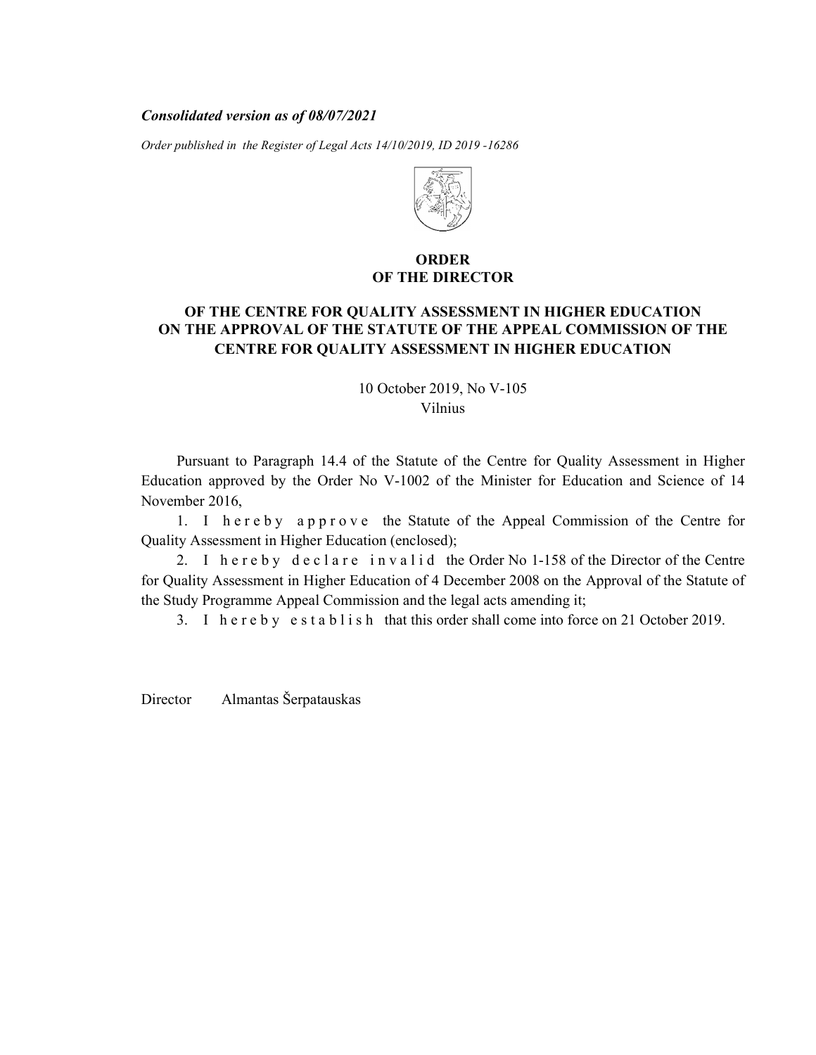***Consolidated version as of 08/07/2021***

*Order published in the Register of Legal Acts 14/10/2019, ID 2019 -16286*

**ORDER**
**OF THE DIRECTOR**

**OF THE CENTRE FOR QUALITY ASSESSMENT IN HIGHER EDUCATION ON THE APPROVAL OF THE STATUTE OF THE APPEAL COMMISSION OF THE CENTRE FOR QUALITY ASSESSMENT IN HIGHER EDUCATION**

10 October 2019, No V-105
Vilnius

Pursuant to Paragraph 14.4 of the Statute of the Centre for Quality Assessment in Higher Education approved by the Order No V-1002 of the Minister for Education and Science of 14 November 2016,

1. I h e r e b y a p p r o v e the Statute of the Appeal Commission of the Centre for Quality Assessment in Higher Education (enclosed);
2. I h e r e b y d e c l a r e i n v a l i d the Order No 1-158 of the Director of the Centre for Quality Assessment in Higher Education of 4 December 2008 on the Approval of the Statute of the Study Programme Appeal Commission and the legal acts amending it;
3. I h e r e b y e s t a b l i s h that this order shall come into force on 21 October 2019.

Director Almantas Šerpatauskas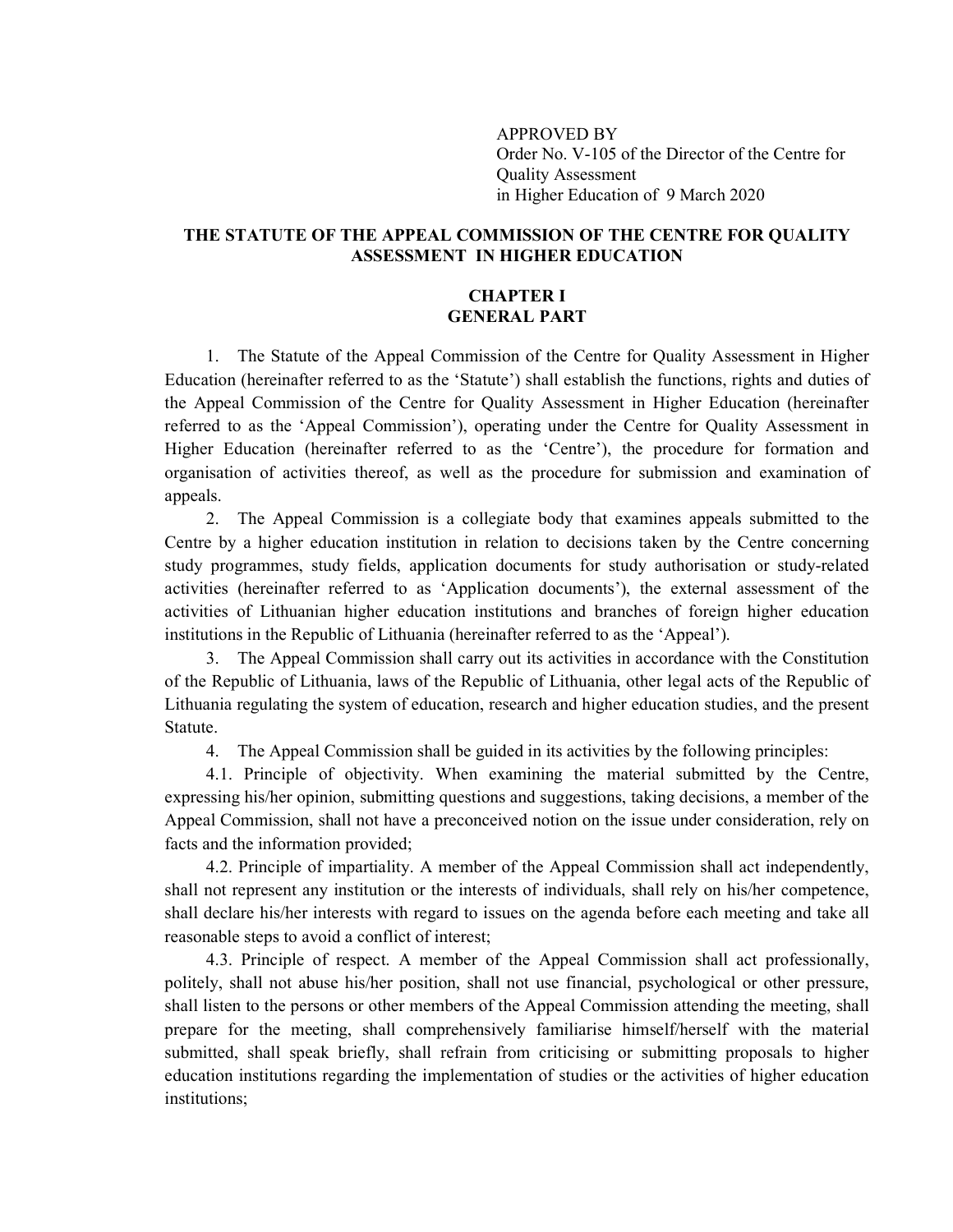APPROVED BY
Order No. V-105 of the Director of the Centre for Quality Assessment
in Higher Education of 9 March 2020

# THE STATUTE OF THE APPEAL COMMISSION OF THE CENTRE FOR QUALITY ASSESSMENT IN HIGHER EDUCATION

## CHAPTER I
## GENERAL PART

1. The Statute of the Appeal Commission of the Centre for Quality Assessment in Higher Education (hereinafter referred to as the 'Statute') shall establish the functions, rights and duties of the Appeal Commission of the Centre for Quality Assessment in Higher Education (hereinafter referred to as the 'Appeal Commission'), operating under the Centre for Quality Assessment in Higher Education (hereinafter referred to as the 'Centre'), the procedure for formation and organisation of activities thereof, as well as the procedure for submission and examination of appeals.

2. The Appeal Commission is a collegiate body that examines appeals submitted to the Centre by a higher education institution in relation to decisions taken by the Centre concerning study programmes, study fields, application documents for study authorisation or study-related activities (hereinafter referred to as 'Application documents'), the external assessment of the activities of Lithuanian higher education institutions and branches of foreign higher education institutions in the Republic of Lithuania (hereinafter referred to as the 'Appeal').

3. The Appeal Commission shall carry out its activities in accordance with the Constitution of the Republic of Lithuania, laws of the Republic of Lithuania, other legal acts of the Republic of Lithuania regulating the system of education, research and higher education studies, and the present Statute.

4. The Appeal Commission shall be guided in its activities by the following principles:

4.1. Principle of objectivity. When examining the material submitted by the Centre, expressing his/her opinion, submitting questions and suggestions, taking decisions, a member of the Appeal Commission, shall not have a preconceived notion on the issue under consideration, rely on facts and the information provided;

4.2. Principle of impartiality. A member of the Appeal Commission shall act independently, shall not represent any institution or the interests of individuals, shall rely on his/her competence, shall declare his/her interests with regard to issues on the agenda before each meeting and take all reasonable steps to avoid a conflict of interest;

4.3. Principle of respect. A member of the Appeal Commission shall act professionally, politely, shall not abuse his/her position, shall not use financial, psychological or other pressure, shall listen to the persons or other members of the Appeal Commission attending the meeting, shall prepare for the meeting, shall comprehensively familiarise himself/herself with the material submitted, shall speak briefly, shall refrain from criticising or submitting proposals to higher education institutions regarding the implementation of studies or the activities of higher education institutions;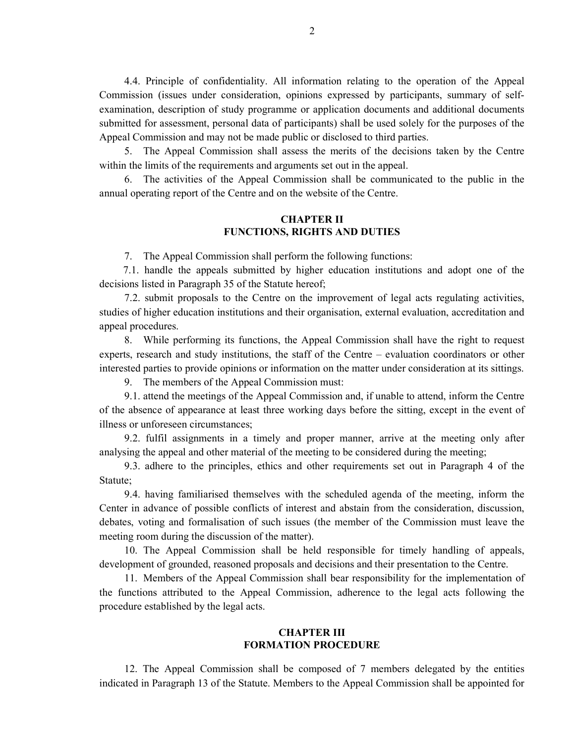4.4. Principle of confidentiality. All information relating to the operation of the Appeal Commission (issues under consideration, opinions expressed by participants, summary of self-examination, description of study programme or application documents and additional documents submitted for assessment, personal data of participants) shall be used solely for the purposes of the Appeal Commission and may not be made public or disclosed to third parties.

5. The Appeal Commission shall assess the merits of the decisions taken by the Centre within the limits of the requirements and arguments set out in the appeal.

6. The activities of the Appeal Commission shall be communicated to the public in the annual operating report of the Centre and on the website of the Centre.

## CHAPTER II
## FUNCTIONS, RIGHTS AND DUTIES

7. The Appeal Commission shall perform the following functions:

7.1. handle the appeals submitted by higher education institutions and adopt one of the decisions listed in Paragraph 35 of the Statute hereof;

7.2. submit proposals to the Centre on the improvement of legal acts regulating activities, studies of higher education institutions and their organisation, external evaluation, accreditation and appeal procedures.

8. While performing its functions, the Appeal Commission shall have the right to request experts, research and study institutions, the staff of the Centre – evaluation coordinators or other interested parties to provide opinions or information on the matter under consideration at its sittings.

9. The members of the Appeal Commission must:

9.1. attend the meetings of the Appeal Commission and, if unable to attend, inform the Centre of the absence of appearance at least three working days before the sitting, except in the event of illness or unforeseen circumstances;

9.2. fulfil assignments in a timely and proper manner, arrive at the meeting only after analysing the appeal and other material of the meeting to be considered during the meeting;

9.3. adhere to the principles, ethics and other requirements set out in Paragraph 4 of the Statute;

9.4. having familiarised themselves with the scheduled agenda of the meeting, inform the Center in advance of possible conflicts of interest and abstain from the consideration, discussion, debates, voting and formalisation of such issues (the member of the Commission must leave the meeting room during the discussion of the matter).

10. The Appeal Commission shall be held responsible for timely handling of appeals, development of grounded, reasoned proposals and decisions and their presentation to the Centre.

11. Members of the Appeal Commission shall bear responsibility for the implementation of the functions attributed to the Appeal Commission, adherence to the legal acts following the procedure established by the legal acts.

## CHAPTER III
## FORMATION PROCEDURE

12. The Appeal Commission shall be composed of 7 members delegated by the entities indicated in Paragraph 13 of the Statute. Members to the Appeal Commission shall be appointed for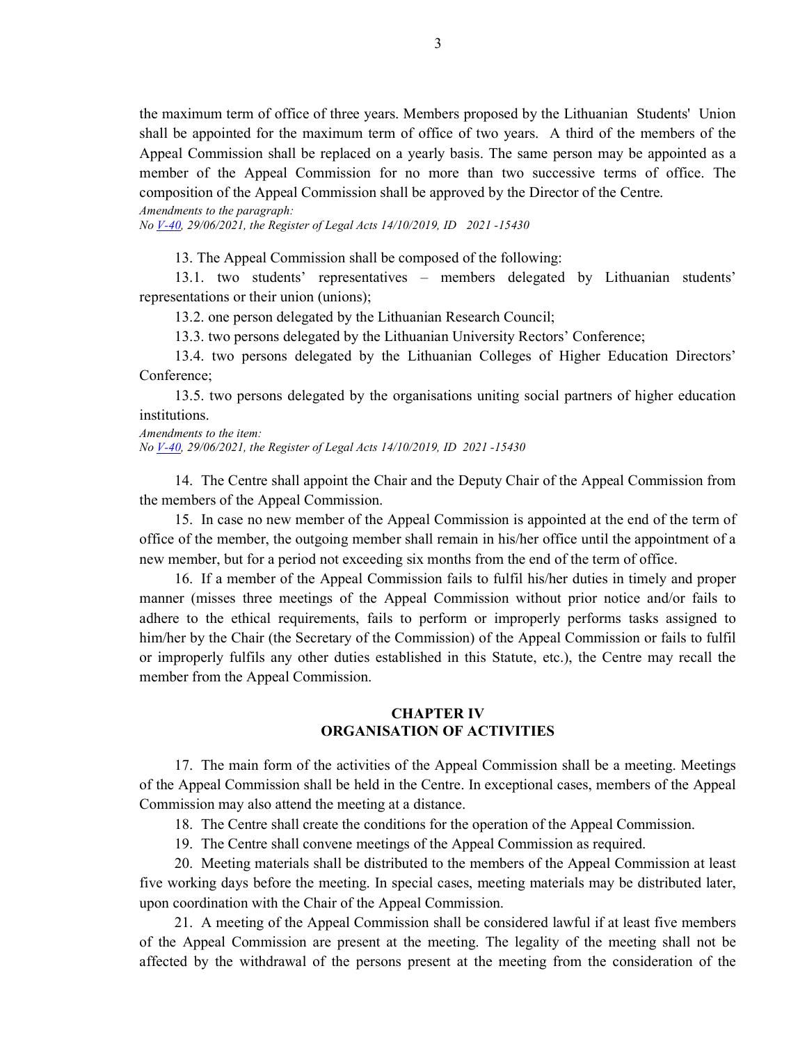the maximum term of office of three years. Members proposed by the Lithuanian Students' Union shall be appointed for the maximum term of office of two years. A third of the members of the Appeal Commission shall be replaced on a yearly basis. The same person may be appointed as a member of the Appeal Commission for no more than two successive terms of office. The composition of the Appeal Commission shall be approved by the Director of the Centre.

*Amendments to the paragraph:*
*No V-40, 29/06/2021, the Register of Legal Acts 14/10/2019, ID 2021 -15430*

13. The Appeal Commission shall be composed of the following:

13.1. two students' representatives – members delegated by Lithuanian students' representations or their union (unions);

13.2. one person delegated by the Lithuanian Research Council;

13.3. two persons delegated by the Lithuanian University Rectors' Conference;

13.4. two persons delegated by the Lithuanian Colleges of Higher Education Directors' Conference;

13.5. two persons delegated by the organisations uniting social partners of higher education institutions.

*Amendments to the item:*
*No V-40, 29/06/2021, the Register of Legal Acts 14/10/2019, ID 2021 -15430*

14. The Centre shall appoint the Chair and the Deputy Chair of the Appeal Commission from the members of the Appeal Commission.

15. In case no new member of the Appeal Commission is appointed at the end of the term of office of the member, the outgoing member shall remain in his/her office until the appointment of a new member, but for a period not exceeding six months from the end of the term of office.

16. If a member of the Appeal Commission fails to fulfil his/her duties in timely and proper manner (misses three meetings of the Appeal Commission without prior notice and/or fails to adhere to the ethical requirements, fails to perform or improperly performs tasks assigned to him/her by the Chair (the Secretary of the Commission) of the Appeal Commission or fails to fulfil or improperly fulfils any other duties established in this Statute, etc.), the Centre may recall the member from the Appeal Commission.

## CHAPTER IV
## ORGANISATION OF ACTIVITIES

17. The main form of the activities of the Appeal Commission shall be a meeting. Meetings of the Appeal Commission shall be held in the Centre. In exceptional cases, members of the Appeal Commission may also attend the meeting at a distance.

18. The Centre shall create the conditions for the operation of the Appeal Commission.

19. The Centre shall convene meetings of the Appeal Commission as required.

20. Meeting materials shall be distributed to the members of the Appeal Commission at least five working days before the meeting. In special cases, meeting materials may be distributed later, upon coordination with the Chair of the Appeal Commission.

21. A meeting of the Appeal Commission shall be considered lawful if at least five members of the Appeal Commission are present at the meeting. The legality of the meeting shall not be affected by the withdrawal of the persons present at the meeting from the consideration of the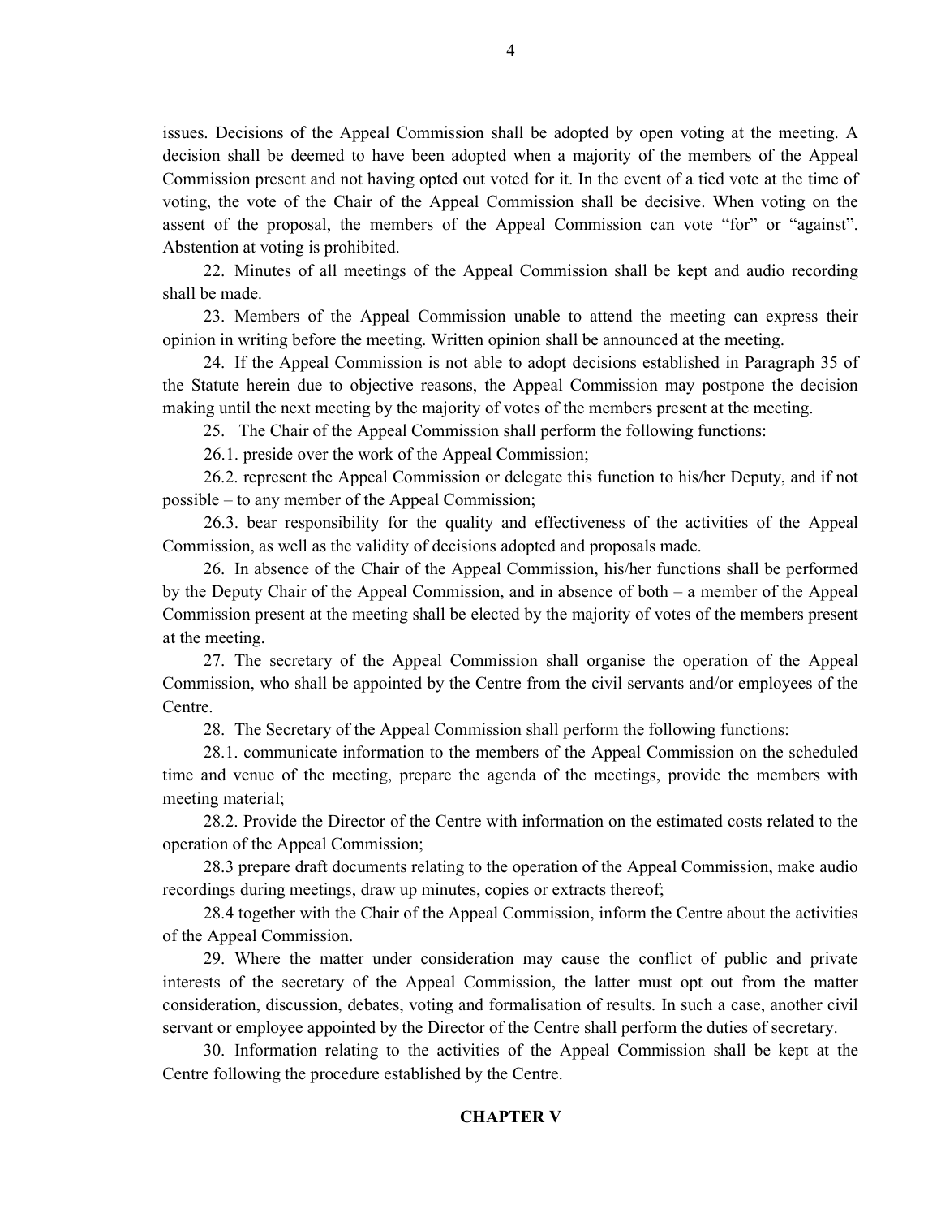issues. Decisions of the Appeal Commission shall be adopted by open voting at the meeting. A decision shall be deemed to have been adopted when a majority of the members of the Appeal Commission present and not having opted out voted for it. In the event of a tied vote at the time of voting, the vote of the Chair of the Appeal Commission shall be decisive. When voting on the assent of the proposal, the members of the Appeal Commission can vote "for" or "against". Abstention at voting is prohibited.

22. Minutes of all meetings of the Appeal Commission shall be kept and audio recording shall be made.

23. Members of the Appeal Commission unable to attend the meeting can express their opinion in writing before the meeting. Written opinion shall be announced at the meeting.

24. If the Appeal Commission is not able to adopt decisions established in Paragraph 35 of the Statute herein due to objective reasons, the Appeal Commission may postpone the decision making until the next meeting by the majority of votes of the members present at the meeting.

25. The Chair of the Appeal Commission shall perform the following functions:

26.1. preside over the work of the Appeal Commission;

26.2. represent the Appeal Commission or delegate this function to his/her Deputy, and if not possible – to any member of the Appeal Commission;

26.3. bear responsibility for the quality and effectiveness of the activities of the Appeal Commission, as well as the validity of decisions adopted and proposals made.

26. In absence of the Chair of the Appeal Commission, his/her functions shall be performed by the Deputy Chair of the Appeal Commission, and in absence of both – a member of the Appeal Commission present at the meeting shall be elected by the majority of votes of the members present at the meeting.

27. The secretary of the Appeal Commission shall organise the operation of the Appeal Commission, who shall be appointed by the Centre from the civil servants and/or employees of the Centre.

28. The Secretary of the Appeal Commission shall perform the following functions:

28.1. communicate information to the members of the Appeal Commission on the scheduled time and venue of the meeting, prepare the agenda of the meetings, provide the members with meeting material;

28.2. Provide the Director of the Centre with information on the estimated costs related to the operation of the Appeal Commission;

28.3 prepare draft documents relating to the operation of the Appeal Commission, make audio recordings during meetings, draw up minutes, copies or extracts thereof;

28.4 together with the Chair of the Appeal Commission, inform the Centre about the activities of the Appeal Commission.

29. Where the matter under consideration may cause the conflict of public and private interests of the secretary of the Appeal Commission, the latter must opt out from the matter consideration, discussion, debates, voting and formalisation of results. In such a case, another civil servant or employee appointed by the Director of the Centre shall perform the duties of secretary.

30. Information relating to the activities of the Appeal Commission shall be kept at the Centre following the procedure established by the Centre.

## CHAPTER V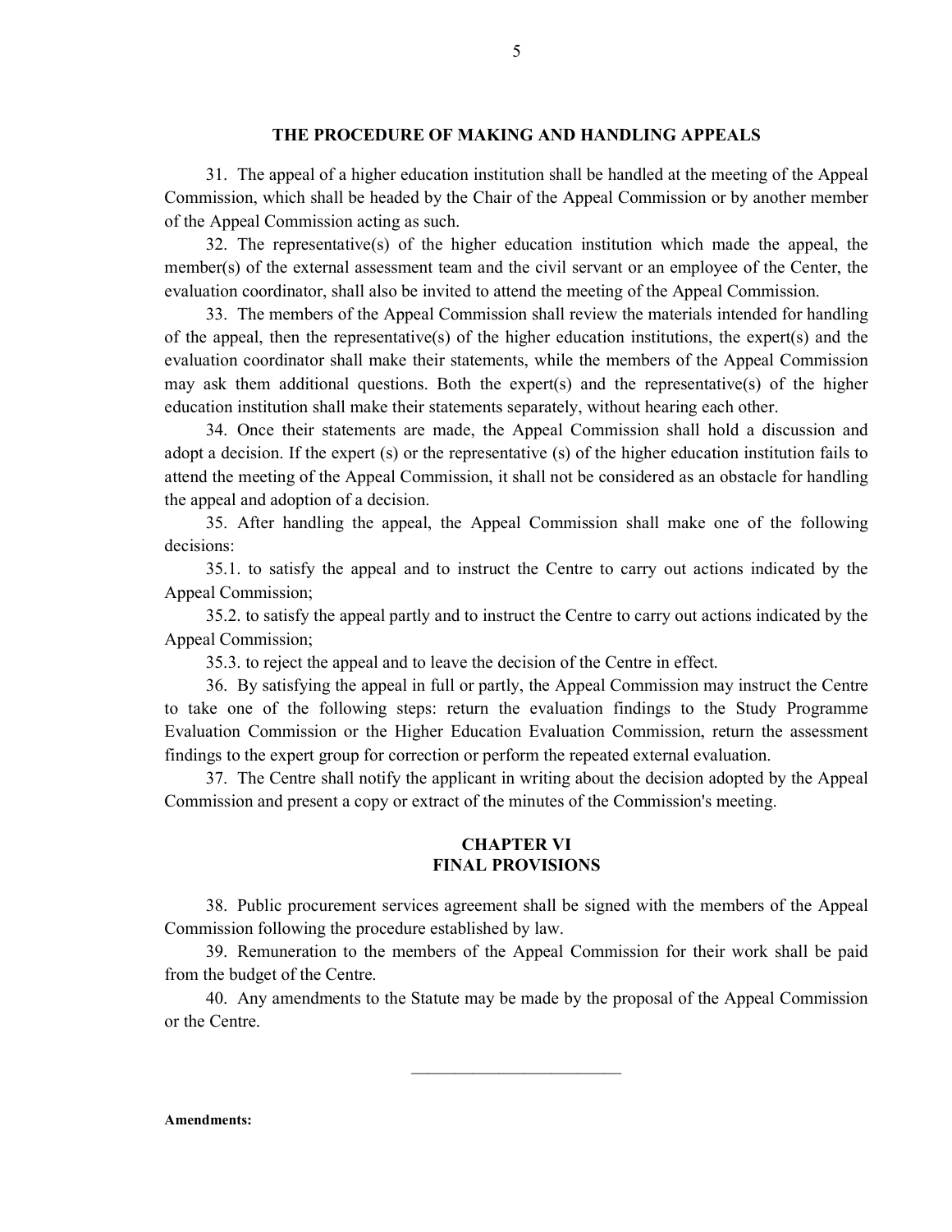## THE PROCEDURE OF MAKING AND HANDLING APPEALS

31. The appeal of a higher education institution shall be handled at the meeting of the Appeal Commission, which shall be headed by the Chair of the Appeal Commission or by another member of the Appeal Commission acting as such.

32. The representative(s) of the higher education institution which made the appeal, the member(s) of the external assessment team and the civil servant or an employee of the Center, the evaluation coordinator, shall also be invited to attend the meeting of the Appeal Commission.

33. The members of the Appeal Commission shall review the materials intended for handling of the appeal, then the representative(s) of the higher education institutions, the expert(s) and the evaluation coordinator shall make their statements, while the members of the Appeal Commission may ask them additional questions. Both the expert(s) and the representative(s) of the higher education institution shall make their statements separately, without hearing each other.

34. Once their statements are made, the Appeal Commission shall hold a discussion and adopt a decision. If the expert (s) or the representative (s) of the higher education institution fails to attend the meeting of the Appeal Commission, it shall not be considered as an obstacle for handling the appeal and adoption of a decision.

35. After handling the appeal, the Appeal Commission shall make one of the following decisions:

35.1. to satisfy the appeal and to instruct the Centre to carry out actions indicated by the Appeal Commission;

35.2. to satisfy the appeal partly and to instruct the Centre to carry out actions indicated by the Appeal Commission;

35.3. to reject the appeal and to leave the decision of the Centre in effect.

36. By satisfying the appeal in full or partly, the Appeal Commission may instruct the Centre to take one of the following steps: return the evaluation findings to the Study Programme Evaluation Commission or the Higher Education Evaluation Commission, return the assessment findings to the expert group for correction or perform the repeated external evaluation.

37. The Centre shall notify the applicant in writing about the decision adopted by the Appeal Commission and present a copy or extract of the minutes of the Commission's meeting.

## CHAPTER VI
## FINAL PROVISIONS

38. Public procurement services agreement shall be signed with the members of the Appeal Commission following the procedure established by law.

39. Remuneration to the members of the Appeal Commission for their work shall be paid from the budget of the Centre.

40. Any amendments to the Statute may be made by the proposal of the Appeal Commission or the Centre.

\_\_\_\_\_\_\_\_\_\_\_\_\_\_\_\_\_\_\_\_\_\_\_\_\_

**Amendments:**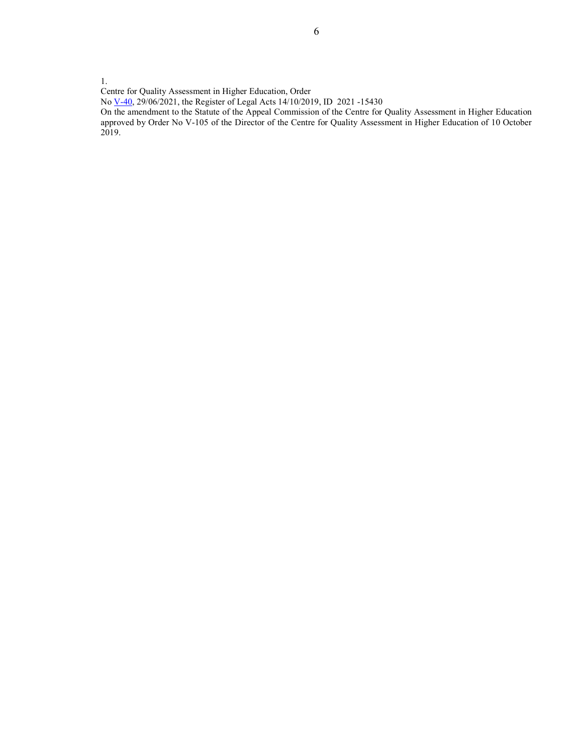1.
Centre for Quality Assessment in Higher Education, Order
No V-40, 29/06/2021, the Register of Legal Acts 14/10/2019, ID 2021 -15430
On the amendment to the Statute of the Appeal Commission of the Centre for Quality Assessment in Higher Education approved by Order No V-105 of the Director of the Centre for Quality Assessment in Higher Education of 10 October 2019.